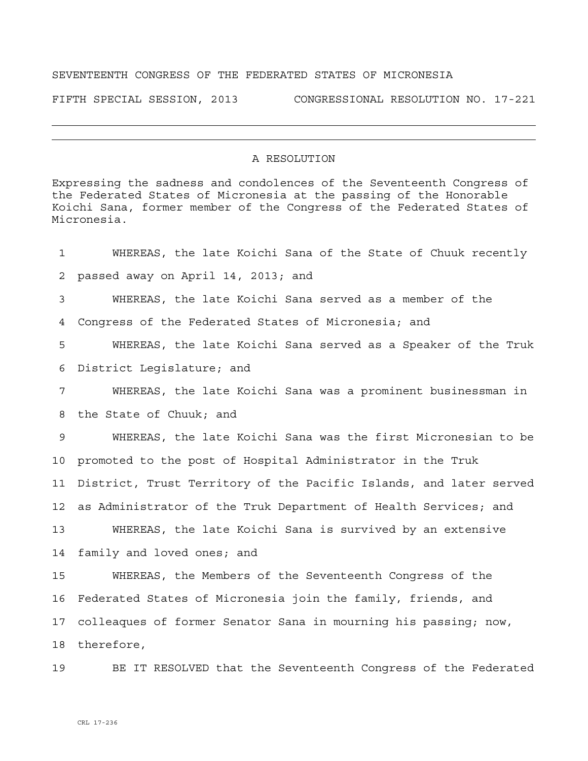SEVENTEENTH CONGRESS OF THE FEDERATED STATES OF MICRONESIA

FIFTH SPECIAL SESSION, 2013 CONGRESSIONAL RESOLUTION NO. 17-221

---

## A RESOLUTION

Expressing the sadness and condolences of the Seventeenth Congress of the Federated States of Micronesia at the passing of the Honorable Koichi Sana, former member of the Congress of the Federated States of Micronesia.

1 WHEREAS, the late Koichi Sana of the State of Chuuk recently
2 passed away on April 14, 2013; and
3 WHEREAS, the late Koichi Sana served as a member of the
4 Congress of the Federated States of Micronesia; and
5 WHEREAS, the late Koichi Sana served as a Speaker of the Truk
6 District Legislature; and
7 WHEREAS, the late Koichi Sana was a prominent businessman in
8 the State of Chuuk; and
9 WHEREAS, the late Koichi Sana was the first Micronesian to be
10 promoted to the post of Hospital Administrator in the Truk
11 District, Trust Territory of the Pacific Islands, and later served
12 as Administrator of the Truk Department of Health Services; and
13 WHEREAS, the late Koichi Sana is survived by an extensive
14 family and loved ones; and
15 WHEREAS, the Members of the Seventeenth Congress of the
16 Federated States of Micronesia join the family, friends, and
17 colleaques of former Senator Sana in mourning his passing; now,
18 therefore,
19 BE IT RESOLVED that the Seventeenth Congress of the Federated

CRL 17-236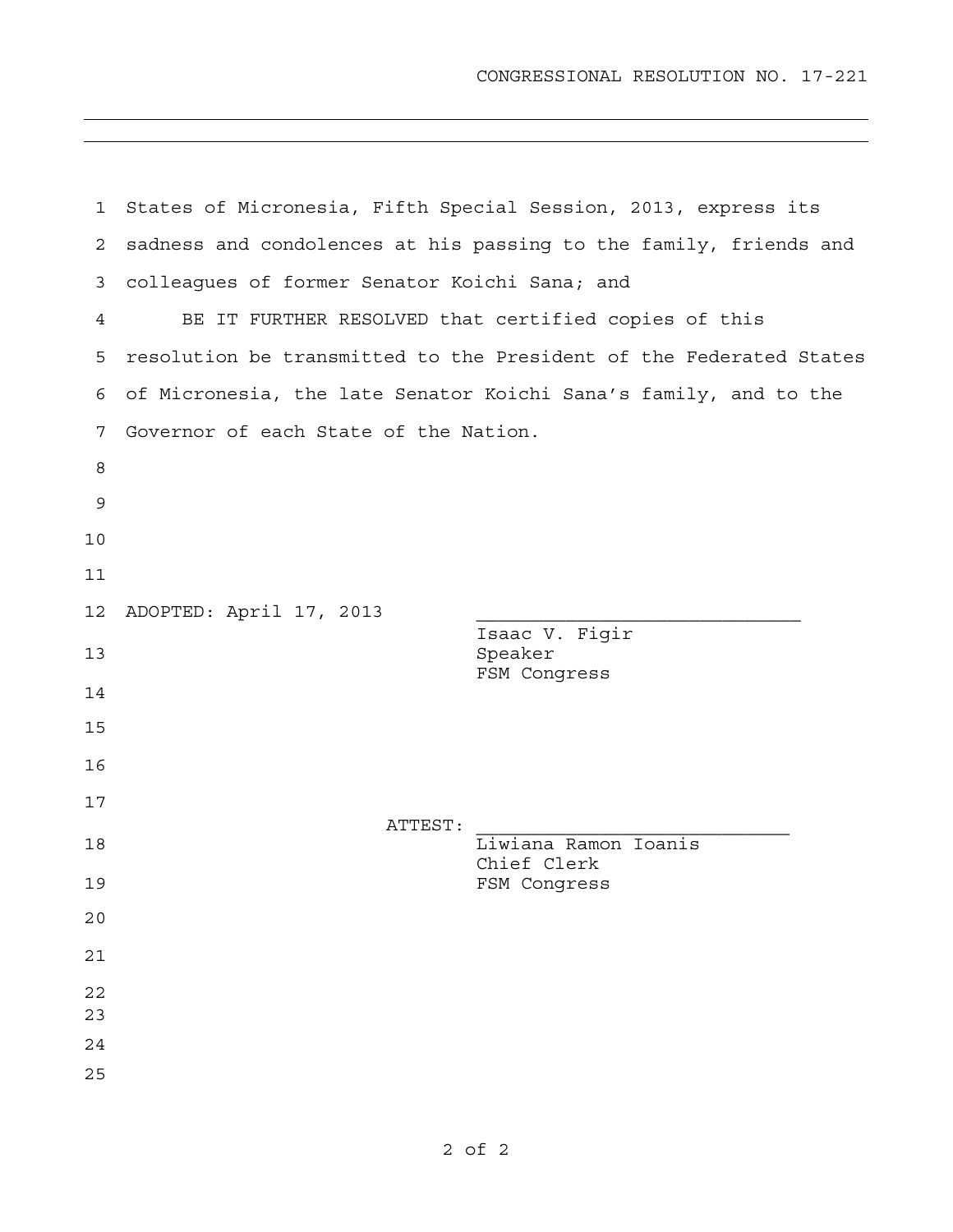States of Micronesia, Fifth Special Session, 2013, express its sadness and condolences at his passing to the family, friends and colleagues of former Senator Koichi Sana; and

BE IT FURTHER RESOLVED that certified copies of this resolution be transmitted to the President of the Federated States of Micronesia, the late Senator Koichi Sana's family, and to the Governor of each State of the Nation.

ADOPTED: April 17, 2013

\_\_\_\_\_\_\_\_\_\_\_\_\_\_\_\_\_\_\_\_\_\_\_\_\_\_\_\_\_\_
Isaac V. Figir
Speaker
FSM Congress

ATTEST: \_\_\_\_\_\_\_\_\_\_\_\_\_\_\_\_\_\_\_\_\_\_\_\_\_\_\_\_\_\_
Liwiana Ramon Ioanis
Chief Clerk
FSM Congress